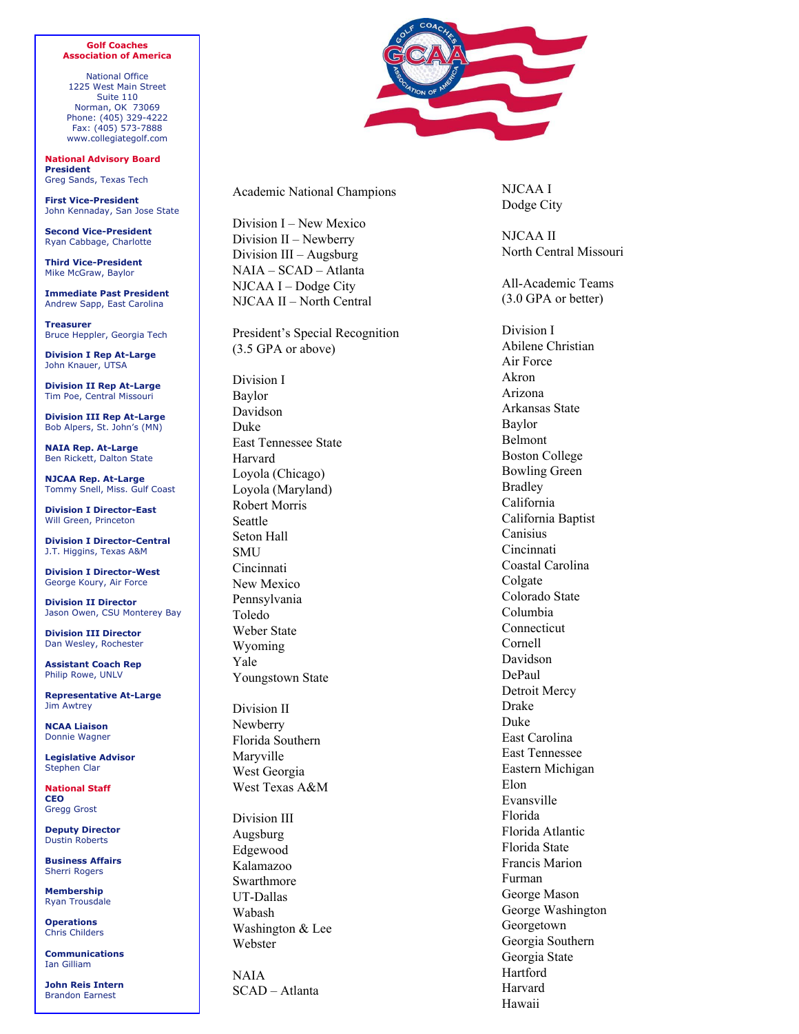**Golf Coaches Association of America**

National Office
1225 West Main Street
Suite 110
Norman, OK 73069
Phone: (405) 329-4222
Fax: (405) 573-7888
www.collegiategolf.com

**National Advisory Board**

**President**
Greg Sands, Texas Tech

**First Vice-President**
John Kennaday, San Jose State

**Second Vice-President**
Ryan Cabbage, Charlotte

**Third Vice-President**
Mike McGraw, Baylor

**Immediate Past President**
Andrew Sapp, East Carolina

**Treasurer**
Bruce Heppler, Georgia Tech

**Division I Rep At-Large**
John Knauer, UTSA

**Division II Rep At-Large**
Tim Poe, Central Missouri

**Division III Rep At-Large**
Bob Alpers, St. John's (MN)

**NAIA Rep. At-Large**
Ben Rickett, Dalton State

**NJCAA Rep. At-Large**
Tommy Snell, Miss. Gulf Coast

**Division I Director-East**
Will Green, Princeton

**Division I Director-Central**
J.T. Higgins, Texas A&M

**Division I Director-West**
George Koury, Air Force

**Division II Director**
Jason Owen, CSU Monterey Bay

**Division III Director**
Dan Wesley, Rochester

**Assistant Coach Rep**
Philip Rowe, UNLV

**Representative At-Large**
Jim Awtrey

**NCAA Liaison**
Donnie Wagner

**Legislative Advisor**
Stephen Clar

**National Staff**

**CEO**
Gregg Grost

**Deputy Director**
Dustin Roberts

**Business Affairs**
Sherri Rogers

**Membership**
Ryan Trousdale

**Operations**
Chris Childers

**Communications**
Ian Gilliam

**John Reis Intern**
Brandon Earnest

---

Academic National Champions

Division I – New Mexico
Division II – Newberry
Division III – Augsburg
NAIA – SCAD – Atlanta
NJCAA I – Dodge City
NJCAA II – North Central

President's Special Recognition
(3.5 GPA or above)

Division I
Baylor
Davidson
Duke
East Tennessee State
Harvard
Loyola (Chicago)
Loyola (Maryland)
Robert Morris
Seattle
Seton Hall
SMU
Cincinnati
New Mexico
Pennsylvania
Toledo
Weber State
Wyoming
Yale
Youngstown State

Division II
Newberry
Florida Southern
Maryville
West Georgia
West Texas A&M

Division III
Augsburg
Edgewood
Kalamazoo
Swarthmore
UT-Dallas
Wabash
Washington & Lee
Webster

NAIA
SCAD – Atlanta

NJCAA I
Dodge City

NJCAA II
North Central Missouri

All-Academic Teams
(3.0 GPA or better)

Division I
Abilene Christian
Air Force
Akron
Arizona
Arkansas State
Baylor
Belmont
Boston College
Bowling Green
Bradley
California
California Baptist
Canisius
Cincinnati
Coastal Carolina
Colgate
Colorado State
Columbia
Connecticut
Cornell
Davidson
DePaul
Detroit Mercy
Drake
Duke
East Carolina
East Tennessee
Eastern Michigan
Elon
Evansville
Florida
Florida Atlantic
Florida State
Francis Marion
Furman
George Mason
George Washington
Georgetown
Georgia Southern
Georgia State
Hartford
Harvard
Hawaii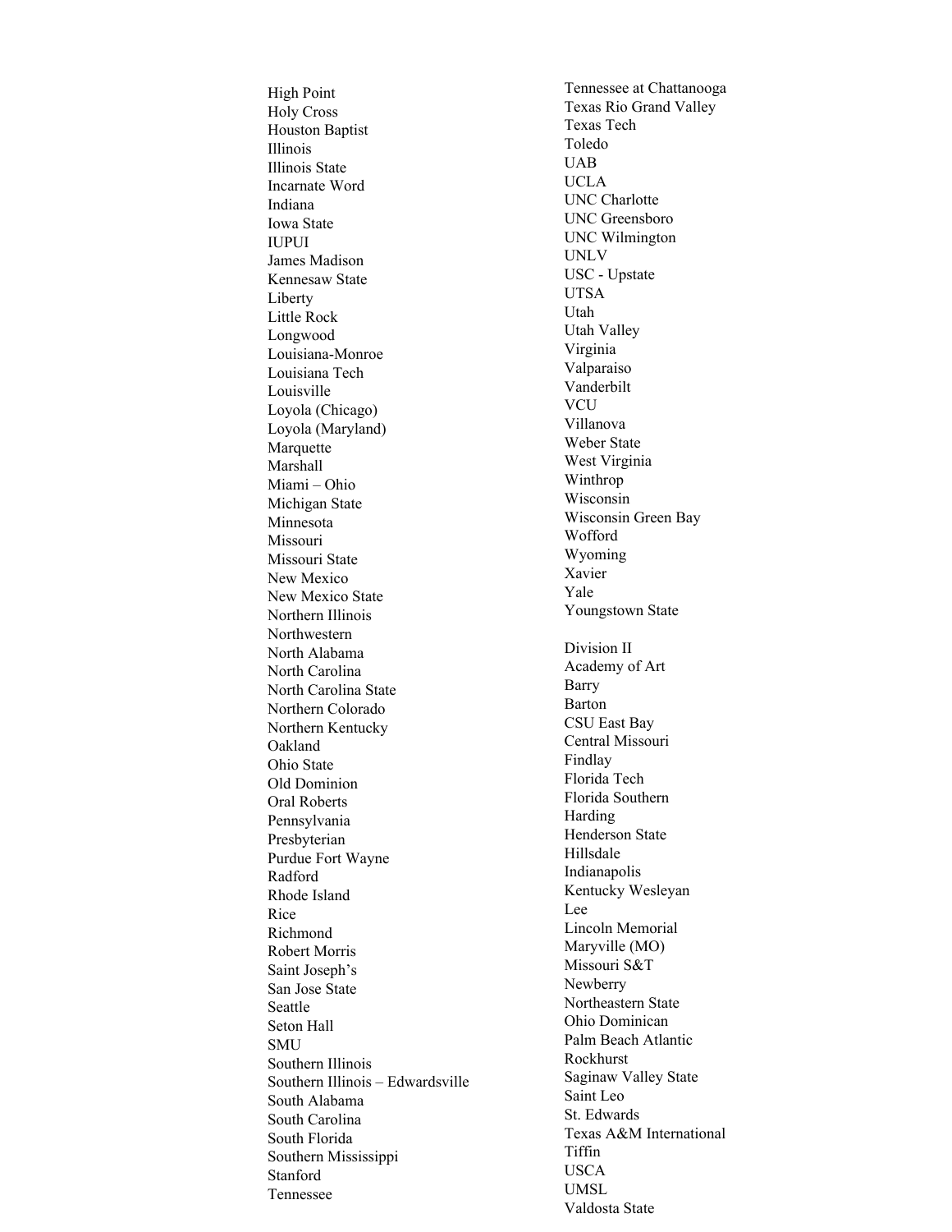High Point
Holy Cross
Houston Baptist
Illinois
Illinois State
Incarnate Word
Indiana
Iowa State
IUPUI
James Madison
Kennesaw State
Liberty
Little Rock
Longwood
Louisiana-Monroe
Louisiana Tech
Louisville
Loyola (Chicago)
Loyola (Maryland)
Marquette
Marshall
Miami – Ohio
Michigan State
Minnesota
Missouri
Missouri State
New Mexico
New Mexico State
Northern Illinois
Northwestern
North Alabama
North Carolina
North Carolina State
Northern Colorado
Northern Kentucky
Oakland
Ohio State
Old Dominion
Oral Roberts
Pennsylvania
Presbyterian
Purdue Fort Wayne
Radford
Rhode Island
Rice
Richmond
Robert Morris
Saint Joseph's
San Jose State
Seattle
Seton Hall
SMU
Southern Illinois
Southern Illinois – Edwardsville
South Alabama
South Carolina
South Florida
Southern Mississippi
Stanford
Tennessee
Tennessee at Chattanooga
Texas Rio Grand Valley
Texas Tech
Toledo
UAB
UCLA
UNC Charlotte
UNC Greensboro
UNC Wilmington
UNLV
USC - Upstate
UTSA
Utah
Utah Valley
Virginia
Valparaiso
Vanderbilt
VCU
Villanova
Weber State
West Virginia
Winthrop
Wisconsin
Wisconsin Green Bay
Wofford
Wyoming
Xavier
Yale
Youngstown State

Division II
Academy of Art
Barry
Barton
CSU East Bay
Central Missouri
Findlay
Florida Tech
Florida Southern
Harding
Henderson State
Hillsdale
Indianapolis
Kentucky Wesleyan
Lee
Lincoln Memorial
Maryville (MO)
Missouri S&T
Newberry
Northeastern State
Ohio Dominican
Palm Beach Atlantic
Rockhurst
Saginaw Valley State
Saint Leo
St. Edwards
Texas A&M International
Tiffin
USCA
UMSL
Valdosta State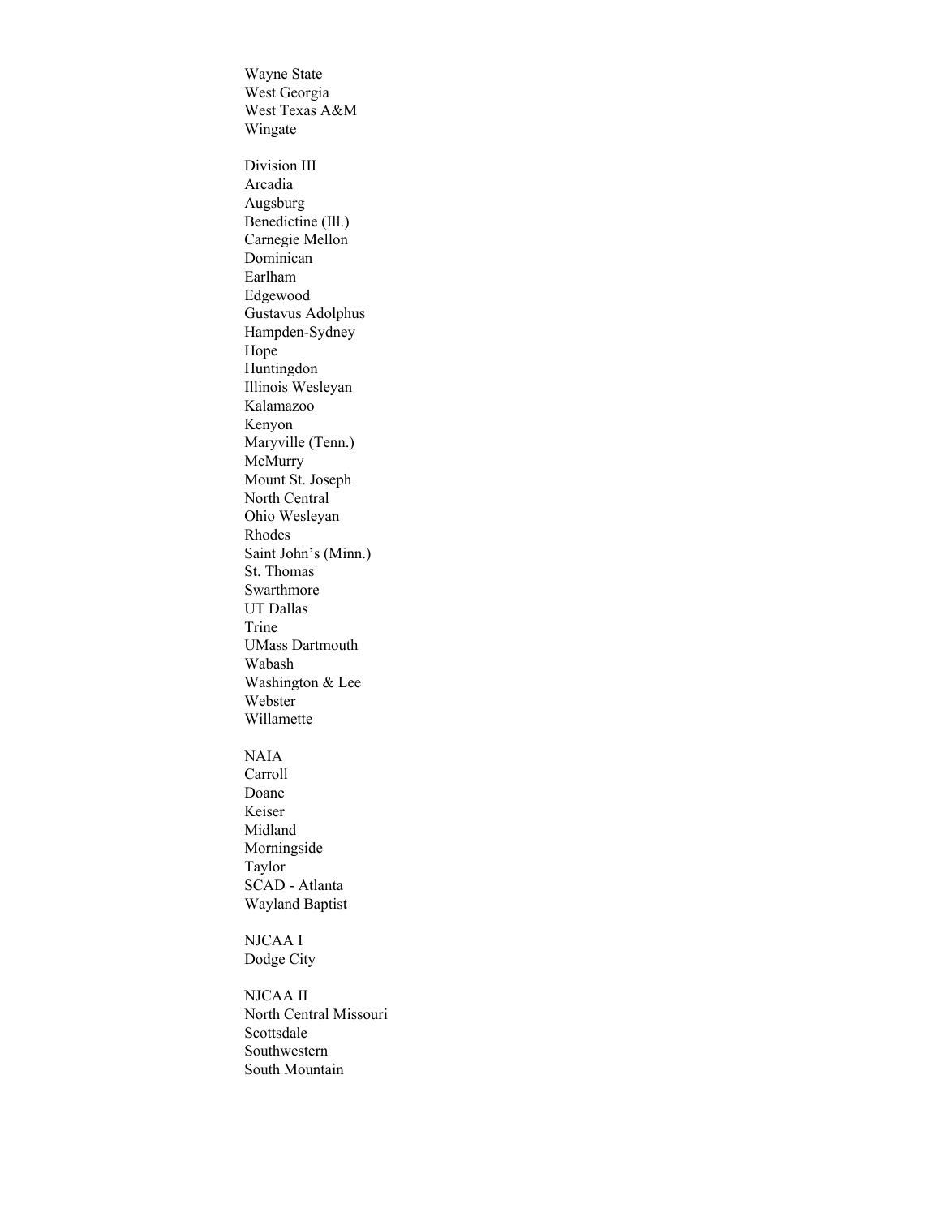Wayne State
West Georgia
West Texas A&M
Wingate

Division III
Arcadia
Augsburg
Benedictine (Ill.)
Carnegie Mellon
Dominican
Earlham
Edgewood
Gustavus Adolphus
Hampden-Sydney
Hope
Huntingdon
Illinois Wesleyan
Kalamazoo
Kenyon
Maryville (Tenn.)
McMurry
Mount St. Joseph
North Central
Ohio Wesleyan
Rhodes
Saint John's (Minn.)
St. Thomas
Swarthmore
UT Dallas
Trine
UMass Dartmouth
Wabash
Washington & Lee
Webster
Willamette

NAIA
Carroll
Doane
Keiser
Midland
Morningside
Taylor
SCAD - Atlanta
Wayland Baptist

NJCAA I
Dodge City

NJCAA II
North Central Missouri
Scottsdale
Southwestern
South Mountain